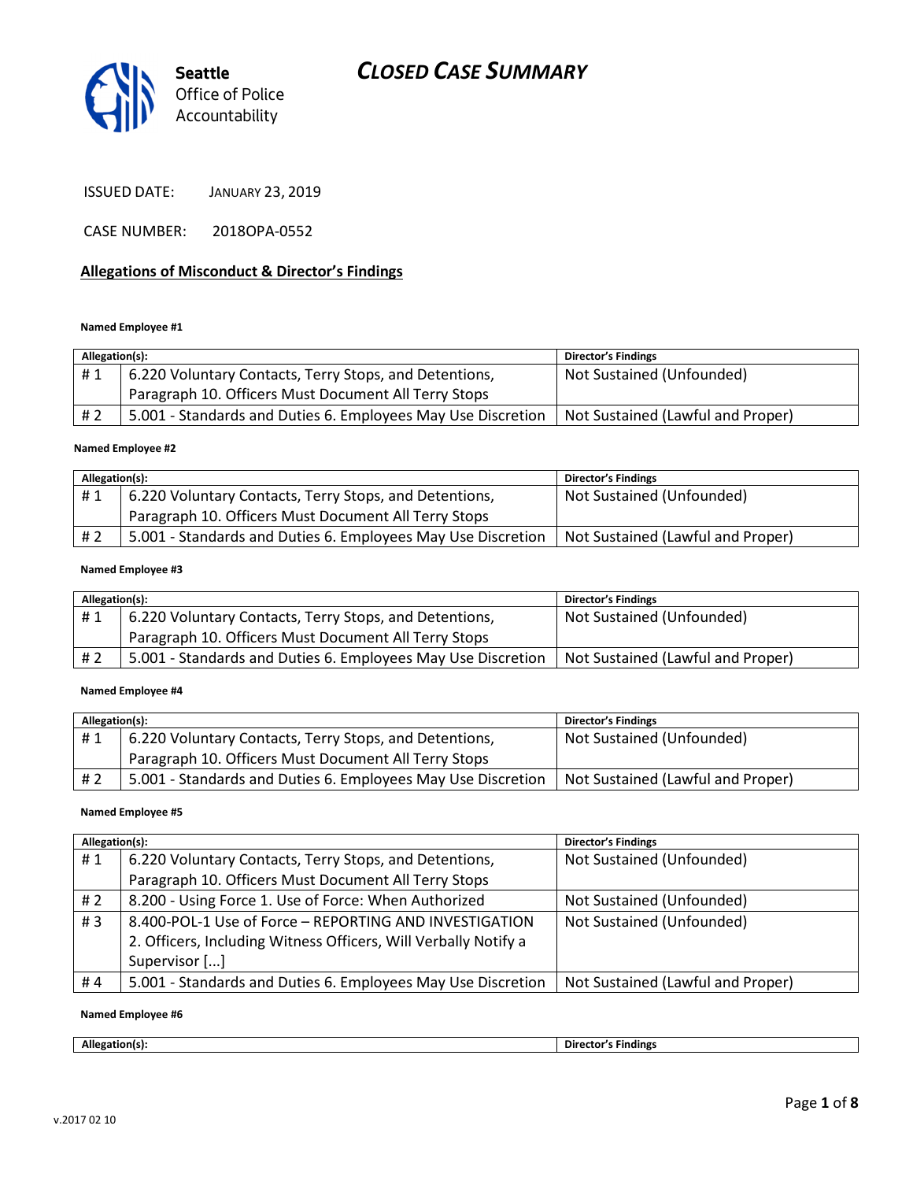# CLOSED CASE SUMMARY

Seattle Office of Police Accountability

ISSUED DATE: JANUARY 23, 2019

CASE NUMBER: 2018OPA-0552

## Allegations of Misconduct & Director's Findings

**Named Employee #1**

| Allegation(s): | | Director's Findings |
|---|---|---|
| # 1 | 6.220 Voluntary Contacts, Terry Stops, and Detentions, Paragraph 10. Officers Must Document All Terry Stops | Not Sustained (Unfounded) |
| # 2 | 5.001 - Standards and Duties 6. Employees May Use Discretion | Not Sustained (Lawful and Proper) |

**Named Employee #2**

| Allegation(s): | | Director's Findings |
|---|---|---|
| # 1 | 6.220 Voluntary Contacts, Terry Stops, and Detentions, Paragraph 10. Officers Must Document All Terry Stops | Not Sustained (Unfounded) |
| # 2 | 5.001 - Standards and Duties 6. Employees May Use Discretion | Not Sustained (Lawful and Proper) |

**Named Employee #3**

| Allegation(s): | | Director's Findings |
|---|---|---|
| # 1 | 6.220 Voluntary Contacts, Terry Stops, and Detentions, Paragraph 10. Officers Must Document All Terry Stops | Not Sustained (Unfounded) |
| # 2 | 5.001 - Standards and Duties 6. Employees May Use Discretion | Not Sustained (Lawful and Proper) |

**Named Employee #4**

| Allegation(s): | | Director's Findings |
|---|---|---|
| # 1 | 6.220 Voluntary Contacts, Terry Stops, and Detentions, Paragraph 10. Officers Must Document All Terry Stops | Not Sustained (Unfounded) |
| # 2 | 5.001 - Standards and Duties 6. Employees May Use Discretion | Not Sustained (Lawful and Proper) |

**Named Employee #5**

| Allegation(s): | | Director's Findings |
|---|---|---|
| # 1 | 6.220 Voluntary Contacts, Terry Stops, and Detentions, Paragraph 10. Officers Must Document All Terry Stops | Not Sustained (Unfounded) |
| # 2 | 8.200 - Using Force 1. Use of Force: When Authorized | Not Sustained (Unfounded) |
| # 3 | 8.400-POL-1 Use of Force – REPORTING AND INVESTIGATION 2. Officers, Including Witness Officers, Will Verbally Notify a Supervisor [...] | Not Sustained (Unfounded) |
| # 4 | 5.001 - Standards and Duties 6. Employees May Use Discretion | Not Sustained (Lawful and Proper) |

**Named Employee #6**

| Allegation(s): | | Director's Findings |
|---|---|---|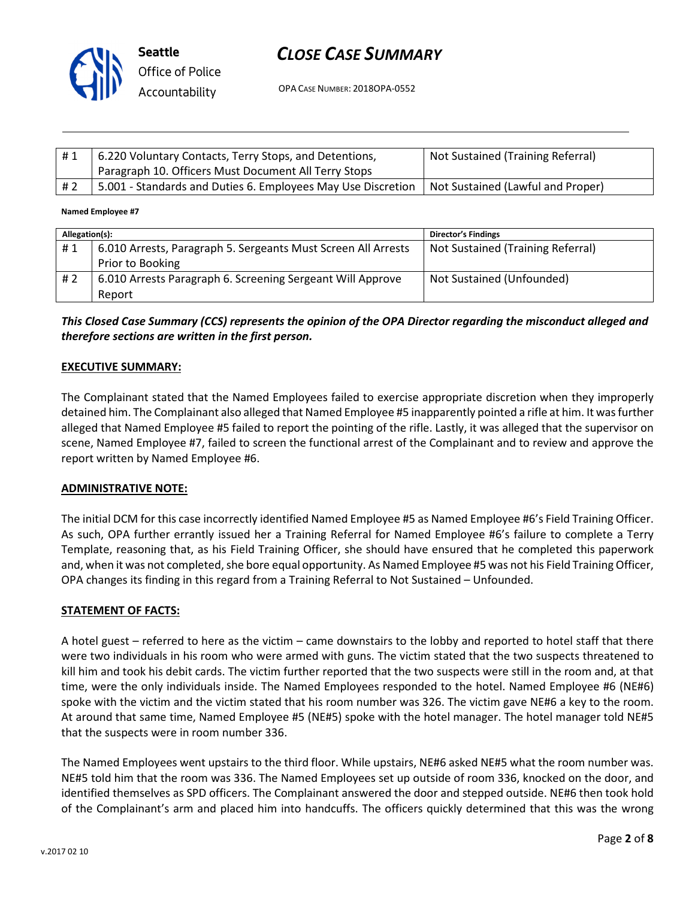| # 1 | 6.220 Voluntary Contacts, Terry Stops, and Detentions, Paragraph 10. Officers Must Document All Terry Stops | Not Sustained (Training Referral) |
|---|---|---|
| # 2 | 5.001 - Standards and Duties 6. Employees May Use Discretion | Not Sustained (Lawful and Proper) |

**Named Employee #7**

| Allegation(s): | | Director's Findings |
|---|---|---|
| # 1 | 6.010 Arrests, Paragraph 5. Sergeants Must Screen All Arrests Prior to Booking | Not Sustained (Training Referral) |
| # 2 | 6.010 Arrests Paragraph 6. Screening Sergeant Will Approve Report | Not Sustained (Unfounded) |

***This Closed Case Summary (CCS) represents the opinion of the OPA Director regarding the misconduct alleged and therefore sections are written in the first person.***

**EXECUTIVE SUMMARY:**

The Complainant stated that the Named Employees failed to exercise appropriate discretion when they improperly detained him. The Complainant also alleged that Named Employee #5 inapparently pointed a rifle at him. It was further alleged that Named Employee #5 failed to report the pointing of the rifle. Lastly, it was alleged that the supervisor on scene, Named Employee #7, failed to screen the functional arrest of the Complainant and to review and approve the report written by Named Employee #6.

**ADMINISTRATIVE NOTE:**

The initial DCM for this case incorrectly identified Named Employee #5 as Named Employee #6's Field Training Officer. As such, OPA further errantly issued her a Training Referral for Named Employee #6's failure to complete a Terry Template, reasoning that, as his Field Training Officer, she should have ensured that he completed this paperwork and, when it was not completed, she bore equal opportunity. As Named Employee #5 was not his Field Training Officer, OPA changes its finding in this regard from a Training Referral to Not Sustained – Unfounded.

**STATEMENT OF FACTS:**

A hotel guest – referred to here as the victim – came downstairs to the lobby and reported to hotel staff that there were two individuals in his room who were armed with guns. The victim stated that the two suspects threatened to kill him and took his debit cards. The victim further reported that the two suspects were still in the room and, at that time, were the only individuals inside. The Named Employees responded to the hotel. Named Employee #6 (NE#6) spoke with the victim and the victim stated that his room number was 326. The victim gave NE#6 a key to the room. At around that same time, Named Employee #5 (NE#5) spoke with the hotel manager. The hotel manager told NE#5 that the suspects were in room number 336.

The Named Employees went upstairs to the third floor. While upstairs, NE#6 asked NE#5 what the room number was. NE#5 told him that the room was 336. The Named Employees set up outside of room 336, knocked on the door, and identified themselves as SPD officers. The Complainant answered the door and stepped outside. NE#6 then took hold of the Complainant's arm and placed him into handcuffs. The officers quickly determined that this was the wrong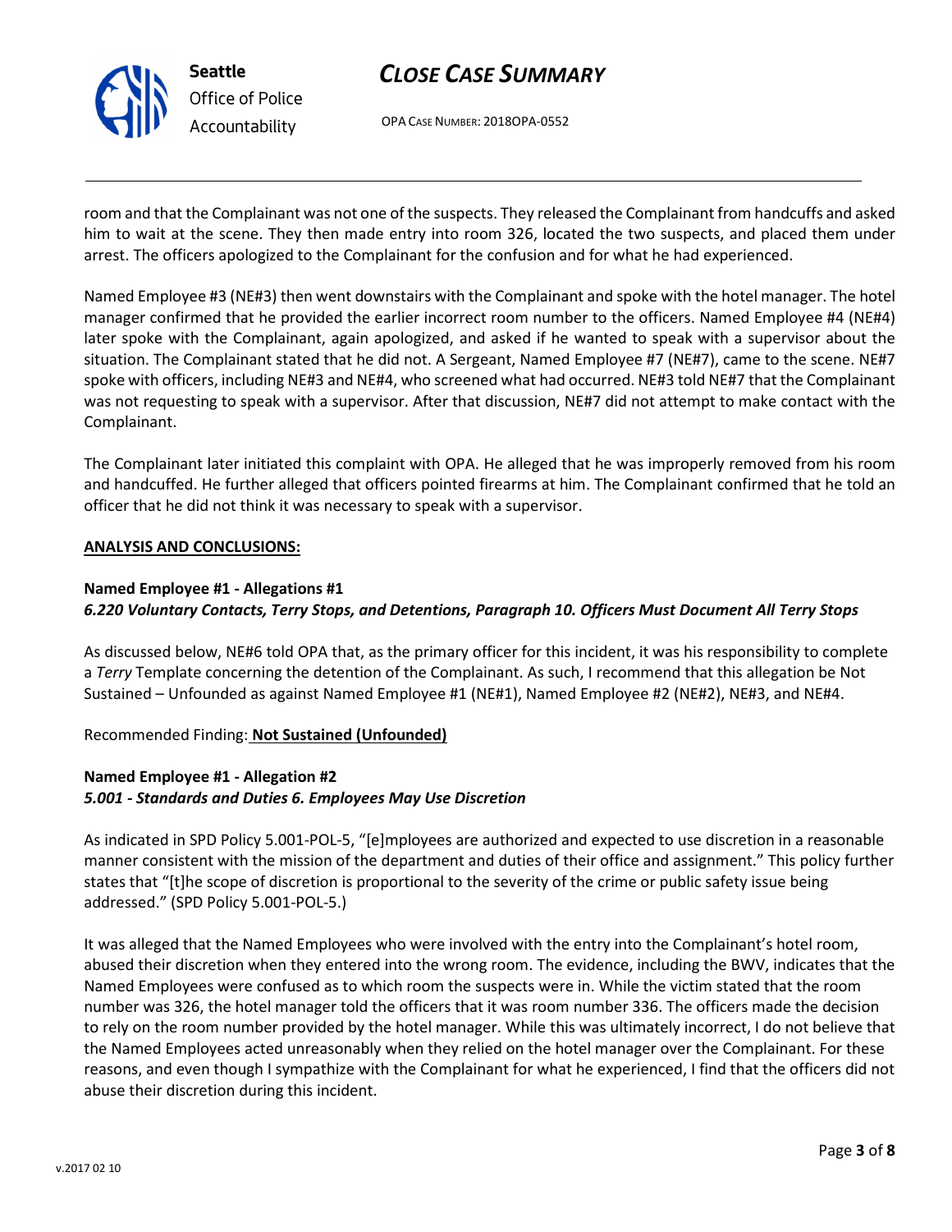room and that the Complainant was not one of the suspects. They released the Complainant from handcuffs and asked him to wait at the scene. They then made entry into room 326, located the two suspects, and placed them under arrest. The officers apologized to the Complainant for the confusion and for what he had experienced.

Named Employee #3 (NE#3) then went downstairs with the Complainant and spoke with the hotel manager. The hotel manager confirmed that he provided the earlier incorrect room number to the officers. Named Employee #4 (NE#4) later spoke with the Complainant, again apologized, and asked if he wanted to speak with a supervisor about the situation. The Complainant stated that he did not. A Sergeant, Named Employee #7 (NE#7), came to the scene. NE#7 spoke with officers, including NE#3 and NE#4, who screened what had occurred. NE#3 told NE#7 that the Complainant was not requesting to speak with a supervisor. After that discussion, NE#7 did not attempt to make contact with the Complainant.

The Complainant later initiated this complaint with OPA. He alleged that he was improperly removed from his room and handcuffed. He further alleged that officers pointed firearms at him. The Complainant confirmed that he told an officer that he did not think it was necessary to speak with a supervisor.

**ANALYSIS AND CONCLUSIONS:**

**Named Employee #1 - Allegations #1**
***6.220 Voluntary Contacts, Terry Stops, and Detentions, Paragraph 10. Officers Must Document All Terry Stops***

As discussed below, NE#6 told OPA that, as the primary officer for this incident, it was his responsibility to complete a *Terry* Template concerning the detention of the Complainant. As such, I recommend that this allegation be Not Sustained – Unfounded as against Named Employee #1 (NE#1), Named Employee #2 (NE#2), NE#3, and NE#4.

Recommended Finding: **Not Sustained (Unfounded)**

**Named Employee #1 - Allegation #2**
***5.001 - Standards and Duties 6. Employees May Use Discretion***

As indicated in SPD Policy 5.001-POL-5, "[e]mployees are authorized and expected to use discretion in a reasonable manner consistent with the mission of the department and duties of their office and assignment." This policy further states that "[t]he scope of discretion is proportional to the severity of the crime or public safety issue being addressed." (SPD Policy 5.001-POL-5.)

It was alleged that the Named Employees who were involved with the entry into the Complainant's hotel room, abused their discretion when they entered into the wrong room. The evidence, including the BWV, indicates that the Named Employees were confused as to which room the suspects were in. While the victim stated that the room number was 326, the hotel manager told the officers that it was room number 336. The officers made the decision to rely on the room number provided by the hotel manager. While this was ultimately incorrect, I do not believe that the Named Employees acted unreasonably when they relied on the hotel manager over the Complainant. For these reasons, and even though I sympathize with the Complainant for what he experienced, I find that the officers did not abuse their discretion during this incident.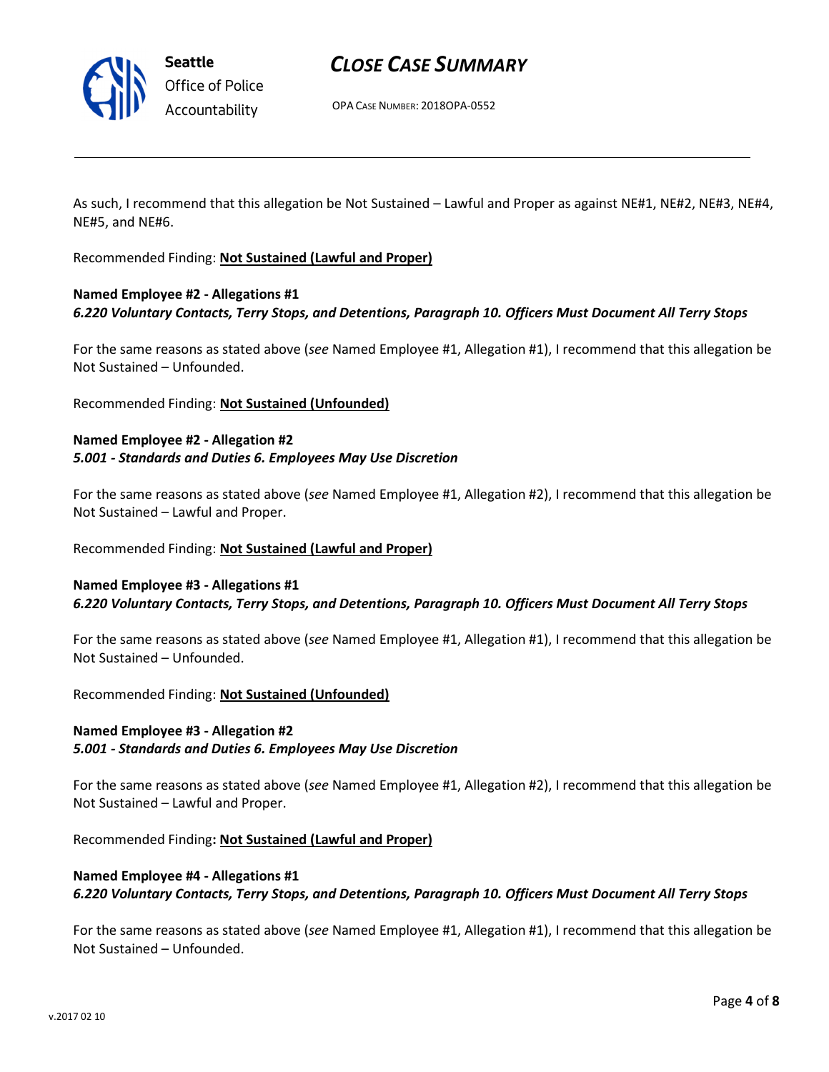As such, I recommend that this allegation be Not Sustained – Lawful and Proper as against NE#1, NE#2, NE#3, NE#4, NE#5, and NE#6.

Recommended Finding: **Not Sustained (Lawful and Proper)**

**Named Employee #2 - Allegations #1**
***6.220 Voluntary Contacts, Terry Stops, and Detentions, Paragraph 10. Officers Must Document All Terry Stops***

For the same reasons as stated above (*see* Named Employee #1, Allegation #1), I recommend that this allegation be Not Sustained – Unfounded.

Recommended Finding: **Not Sustained (Unfounded)**

**Named Employee #2 - Allegation #2**
***5.001 - Standards and Duties 6. Employees May Use Discretion***

For the same reasons as stated above (*see* Named Employee #1, Allegation #2), I recommend that this allegation be Not Sustained – Lawful and Proper.

Recommended Finding: **Not Sustained (Lawful and Proper)**

**Named Employee #3 - Allegations #1**
***6.220 Voluntary Contacts, Terry Stops, and Detentions, Paragraph 10. Officers Must Document All Terry Stops***

For the same reasons as stated above (*see* Named Employee #1, Allegation #1), I recommend that this allegation be Not Sustained – Unfounded.

Recommended Finding: **Not Sustained (Unfounded)**

**Named Employee #3 - Allegation #2**
***5.001 - Standards and Duties 6. Employees May Use Discretion***

For the same reasons as stated above (*see* Named Employee #1, Allegation #2), I recommend that this allegation be Not Sustained – Lawful and Proper.

Recommended Finding**: Not Sustained (Lawful and Proper)**

**Named Employee #4 - Allegations #1**
***6.220 Voluntary Contacts, Terry Stops, and Detentions, Paragraph 10. Officers Must Document All Terry Stops***

For the same reasons as stated above (*see* Named Employee #1, Allegation #1), I recommend that this allegation be Not Sustained – Unfounded.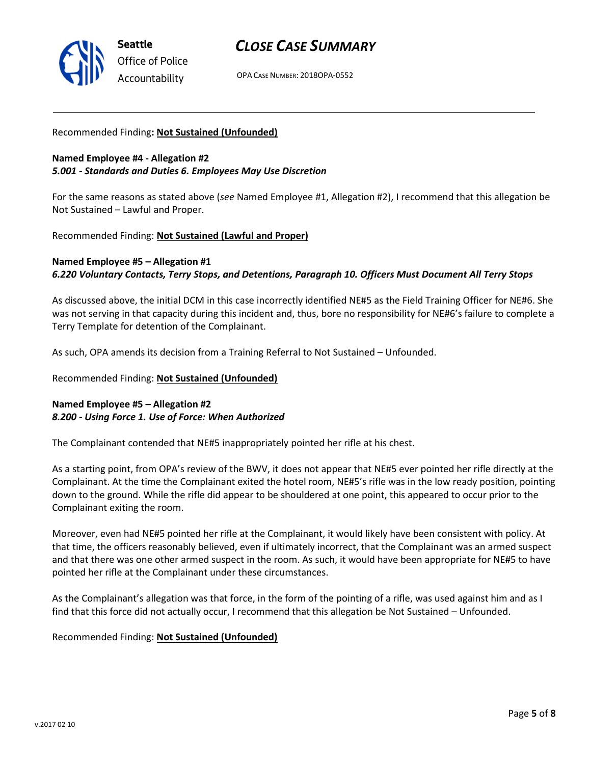Recommended Finding**: Not Sustained (Unfounded)**

**Named Employee #4 - Allegation #2**
***5.001 - Standards and Duties 6. Employees May Use Discretion***

For the same reasons as stated above (*see* Named Employee #1, Allegation #2), I recommend that this allegation be Not Sustained – Lawful and Proper.

Recommended Finding: **Not Sustained (Lawful and Proper)**

**Named Employee #5 – Allegation #1**
***6.220 Voluntary Contacts, Terry Stops, and Detentions, Paragraph 10. Officers Must Document All Terry Stops***

As discussed above, the initial DCM in this case incorrectly identified NE#5 as the Field Training Officer for NE#6. She was not serving in that capacity during this incident and, thus, bore no responsibility for NE#6's failure to complete a Terry Template for detention of the Complainant.

As such, OPA amends its decision from a Training Referral to Not Sustained – Unfounded.

Recommended Finding: **Not Sustained (Unfounded)**

**Named Employee #5 – Allegation #2**
***8.200 - Using Force 1. Use of Force: When Authorized***

The Complainant contended that NE#5 inappropriately pointed her rifle at his chest.

As a starting point, from OPA's review of the BWV, it does not appear that NE#5 ever pointed her rifle directly at the Complainant. At the time the Complainant exited the hotel room, NE#5's rifle was in the low ready position, pointing down to the ground. While the rifle did appear to be shouldered at one point, this appeared to occur prior to the Complainant exiting the room.

Moreover, even had NE#5 pointed her rifle at the Complainant, it would likely have been consistent with policy. At that time, the officers reasonably believed, even if ultimately incorrect, that the Complainant was an armed suspect and that there was one other armed suspect in the room. As such, it would have been appropriate for NE#5 to have pointed her rifle at the Complainant under these circumstances.

As the Complainant's allegation was that force, in the form of the pointing of a rifle, was used against him and as I find that this force did not actually occur, I recommend that this allegation be Not Sustained – Unfounded.

Recommended Finding: **Not Sustained (Unfounded)**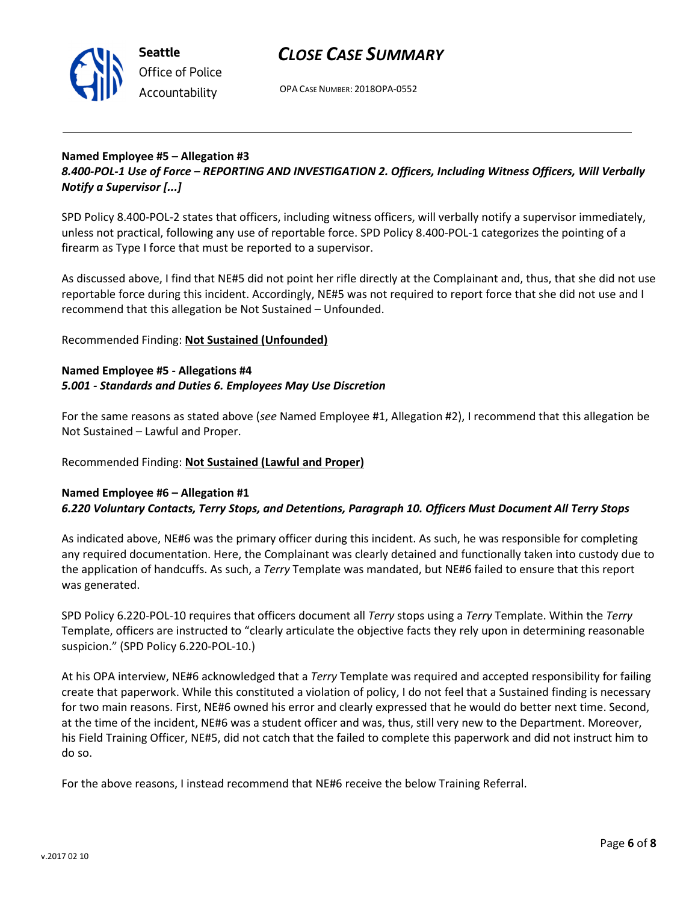**Named Employee #5 – Allegation #3**
***8.400-POL-1 Use of Force – REPORTING AND INVESTIGATION 2. Officers, Including Witness Officers, Will Verbally Notify a Supervisor [...]***

SPD Policy 8.400-POL-2 states that officers, including witness officers, will verbally notify a supervisor immediately, unless not practical, following any use of reportable force. SPD Policy 8.400-POL-1 categorizes the pointing of a firearm as Type I force that must be reported to a supervisor.

As discussed above, I find that NE#5 did not point her rifle directly at the Complainant and, thus, that she did not use reportable force during this incident. Accordingly, NE#5 was not required to report force that she did not use and I recommend that this allegation be Not Sustained – Unfounded.

Recommended Finding: **Not Sustained (Unfounded)**

**Named Employee #5 - Allegations #4**
***5.001 - Standards and Duties 6. Employees May Use Discretion***

For the same reasons as stated above (*see* Named Employee #1, Allegation #2), I recommend that this allegation be Not Sustained – Lawful and Proper.

Recommended Finding: **Not Sustained (Lawful and Proper)**

**Named Employee #6 – Allegation #1**
***6.220 Voluntary Contacts, Terry Stops, and Detentions, Paragraph 10. Officers Must Document All Terry Stops***

As indicated above, NE#6 was the primary officer during this incident. As such, he was responsible for completing any required documentation. Here, the Complainant was clearly detained and functionally taken into custody due to the application of handcuffs. As such, a *Terry* Template was mandated, but NE#6 failed to ensure that this report was generated.

SPD Policy 6.220-POL-10 requires that officers document all *Terry* stops using a *Terry* Template. Within the *Terry* Template, officers are instructed to "clearly articulate the objective facts they rely upon in determining reasonable suspicion." (SPD Policy 6.220-POL-10.)

At his OPA interview, NE#6 acknowledged that a *Terry* Template was required and accepted responsibility for failing create that paperwork. While this constituted a violation of policy, I do not feel that a Sustained finding is necessary for two main reasons. First, NE#6 owned his error and clearly expressed that he would do better next time. Second, at the time of the incident, NE#6 was a student officer and was, thus, still very new to the Department. Moreover, his Field Training Officer, NE#5, did not catch that the failed to complete this paperwork and did not instruct him to do so.

For the above reasons, I instead recommend that NE#6 receive the below Training Referral.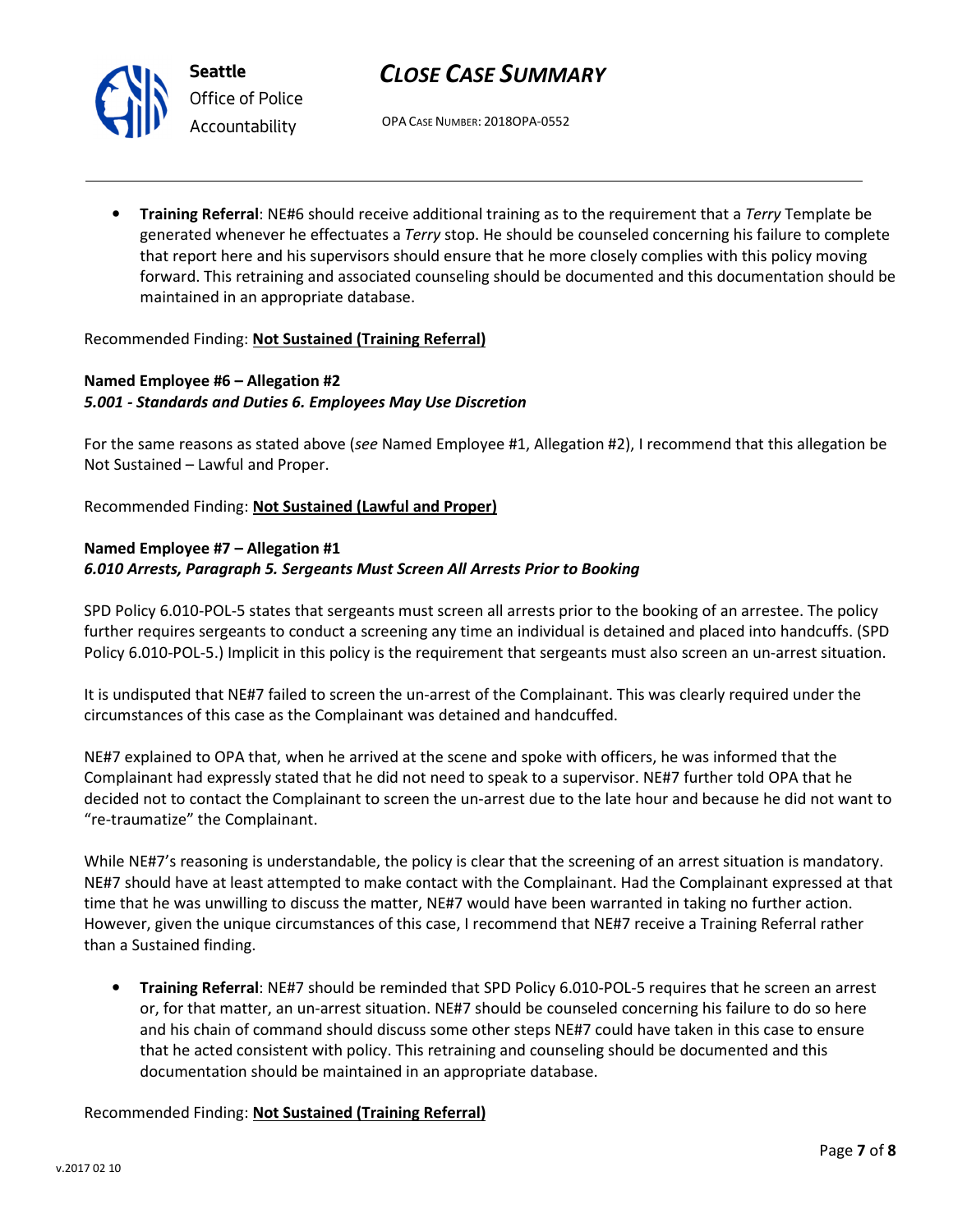- **Training Referral**: NE#6 should receive additional training as to the requirement that a *Terry* Template be generated whenever he effectuates a *Terry* stop. He should be counseled concerning his failure to complete that report here and his supervisors should ensure that he more closely complies with this policy moving forward. This retraining and associated counseling should be documented and this documentation should be maintained in an appropriate database.

Recommended Finding: **Not Sustained (Training Referral)**

**Named Employee #6 – Allegation #2**
***5.001 - Standards and Duties 6. Employees May Use Discretion***

For the same reasons as stated above (*see* Named Employee #1, Allegation #2), I recommend that this allegation be Not Sustained – Lawful and Proper.

Recommended Finding: **Not Sustained (Lawful and Proper)**

**Named Employee #7 – Allegation #1**
***6.010 Arrests, Paragraph 5. Sergeants Must Screen All Arrests Prior to Booking***

SPD Policy 6.010-POL-5 states that sergeants must screen all arrests prior to the booking of an arrestee. The policy further requires sergeants to conduct a screening any time an individual is detained and placed into handcuffs. (SPD Policy 6.010-POL-5.) Implicit in this policy is the requirement that sergeants must also screen an un-arrest situation.

It is undisputed that NE#7 failed to screen the un-arrest of the Complainant. This was clearly required under the circumstances of this case as the Complainant was detained and handcuffed.

NE#7 explained to OPA that, when he arrived at the scene and spoke with officers, he was informed that the Complainant had expressly stated that he did not need to speak to a supervisor. NE#7 further told OPA that he decided not to contact the Complainant to screen the un-arrest due to the late hour and because he did not want to "re-traumatize" the Complainant.

While NE#7's reasoning is understandable, the policy is clear that the screening of an arrest situation is mandatory. NE#7 should have at least attempted to make contact with the Complainant. Had the Complainant expressed at that time that he was unwilling to discuss the matter, NE#7 would have been warranted in taking no further action. However, given the unique circumstances of this case, I recommend that NE#7 receive a Training Referral rather than a Sustained finding.

- **Training Referral**: NE#7 should be reminded that SPD Policy 6.010-POL-5 requires that he screen an arrest or, for that matter, an un-arrest situation. NE#7 should be counseled concerning his failure to do so here and his chain of command should discuss some other steps NE#7 could have taken in this case to ensure that he acted consistent with policy. This retraining and counseling should be documented and this documentation should be maintained in an appropriate database.

Recommended Finding: **Not Sustained (Training Referral)**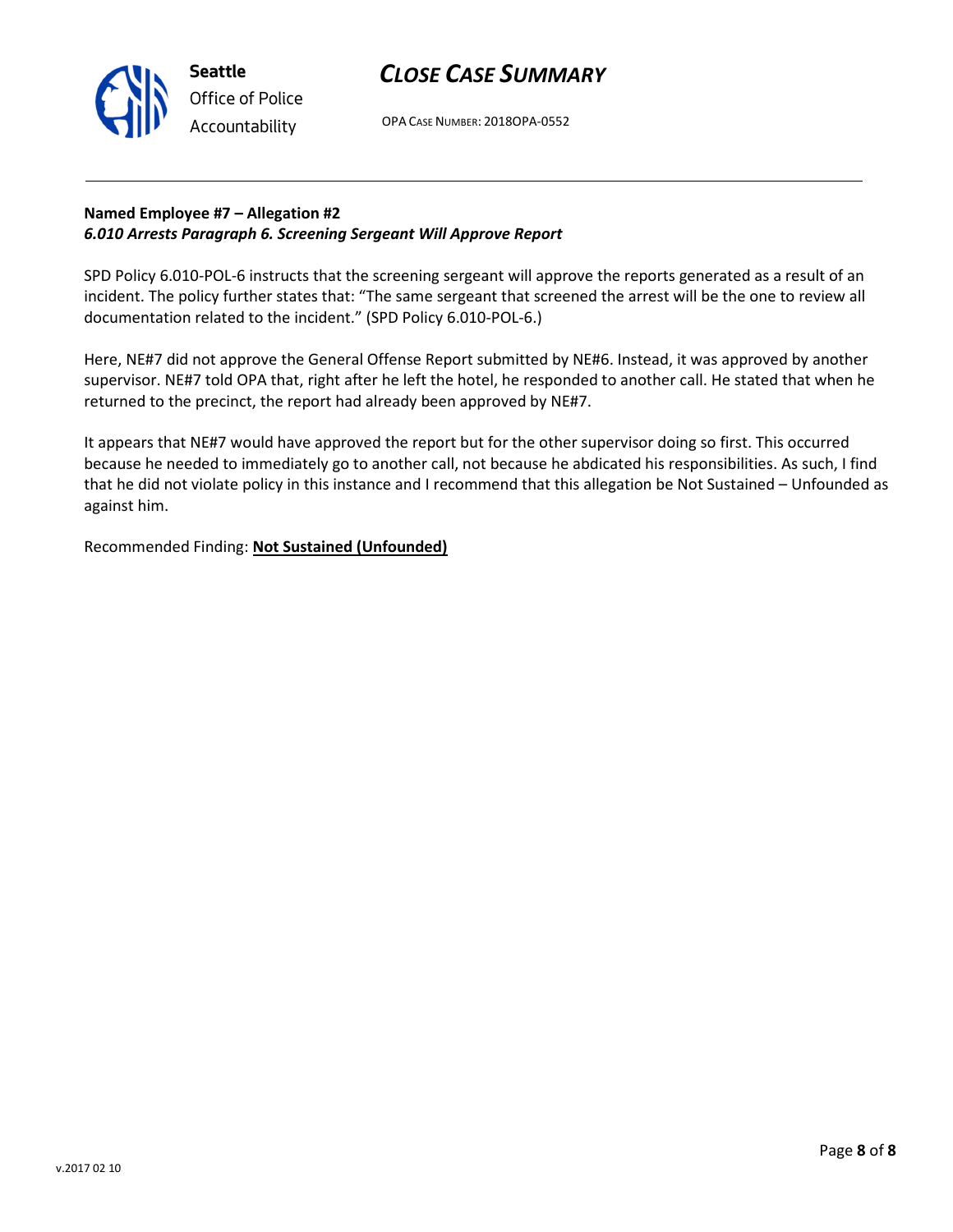**Named Employee #7 – Allegation #2**
***6.010 Arrests Paragraph 6. Screening Sergeant Will Approve Report***

SPD Policy 6.010-POL-6 instructs that the screening sergeant will approve the reports generated as a result of an incident. The policy further states that: "The same sergeant that screened the arrest will be the one to review all documentation related to the incident." (SPD Policy 6.010-POL-6.)

Here, NE#7 did not approve the General Offense Report submitted by NE#6. Instead, it was approved by another supervisor. NE#7 told OPA that, right after he left the hotel, he responded to another call. He stated that when he returned to the precinct, the report had already been approved by NE#7.

It appears that NE#7 would have approved the report but for the other supervisor doing so first. This occurred because he needed to immediately go to another call, not because he abdicated his responsibilities. As such, I find that he did not violate policy in this instance and I recommend that this allegation be Not Sustained – Unfounded as against him.

Recommended Finding: **Not Sustained (Unfounded)**